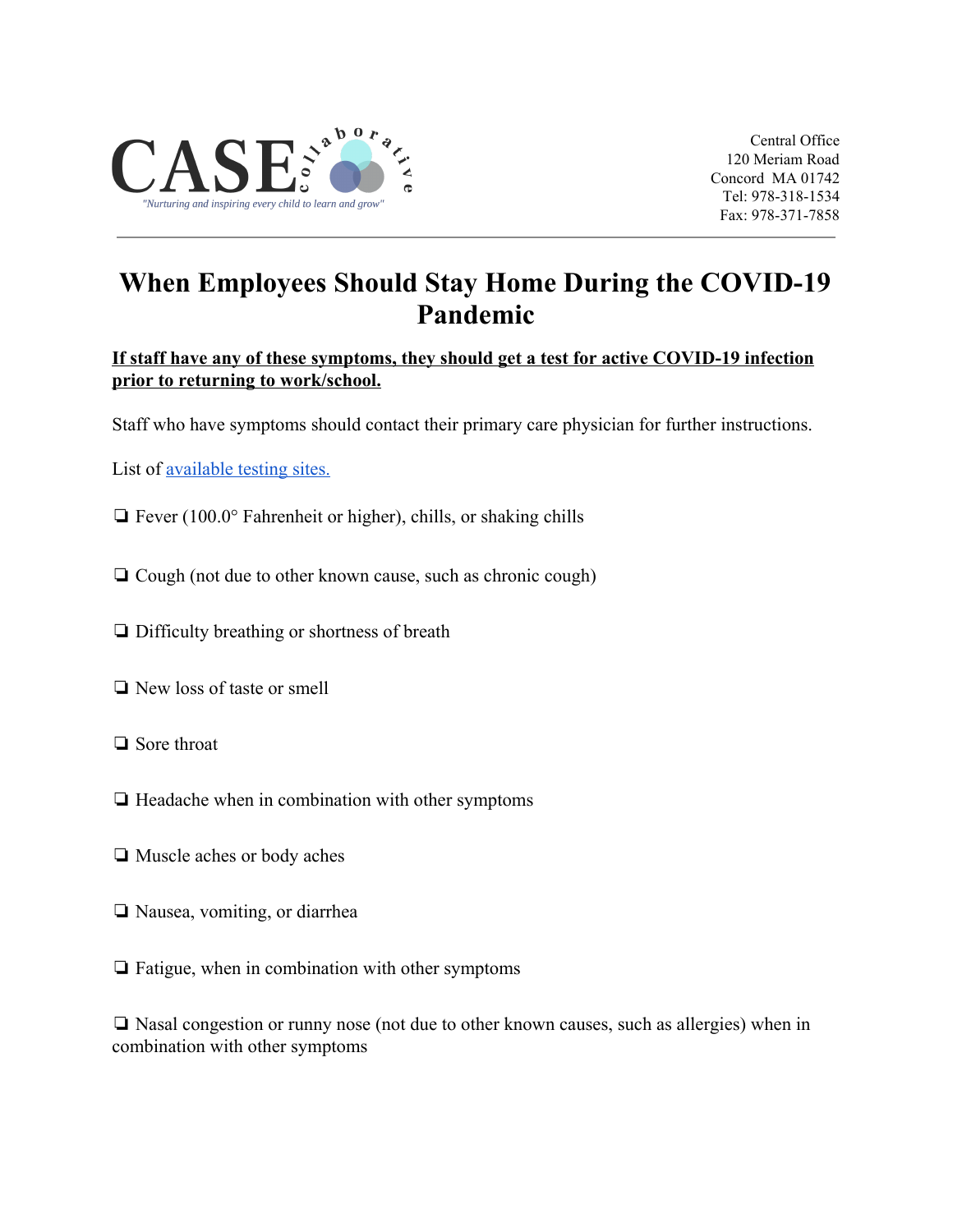CASE collaborative

*"Nurturing and inspiring every child to learn and grow"*

Central Office
120 Meriam Road
Concord MA 01742
Tel: 978-318-1534
Fax: 978-371-7858

# When Employees Should Stay Home During the COVID-19 Pandemic

**If staff have any of these symptoms, they should get a test for active COVID-19 infection prior to returning to work/school.**

Staff who have symptoms should contact their primary care physician for further instructions.

List of available testing sites.

- ❏ Fever (100.0° Fahrenheit or higher), chills, or shaking chills
- ❏ Cough (not due to other known cause, such as chronic cough)
- ❏ Difficulty breathing or shortness of breath
- ❏ New loss of taste or smell
- ❏ Sore throat
- ❏ Headache when in combination with other symptoms
- ❏ Muscle aches or body aches
- ❏ Nausea, vomiting, or diarrhea
- ❏ Fatigue, when in combination with other symptoms
- ❏ Nasal congestion or runny nose (not due to other known causes, such as allergies) when in combination with other symptoms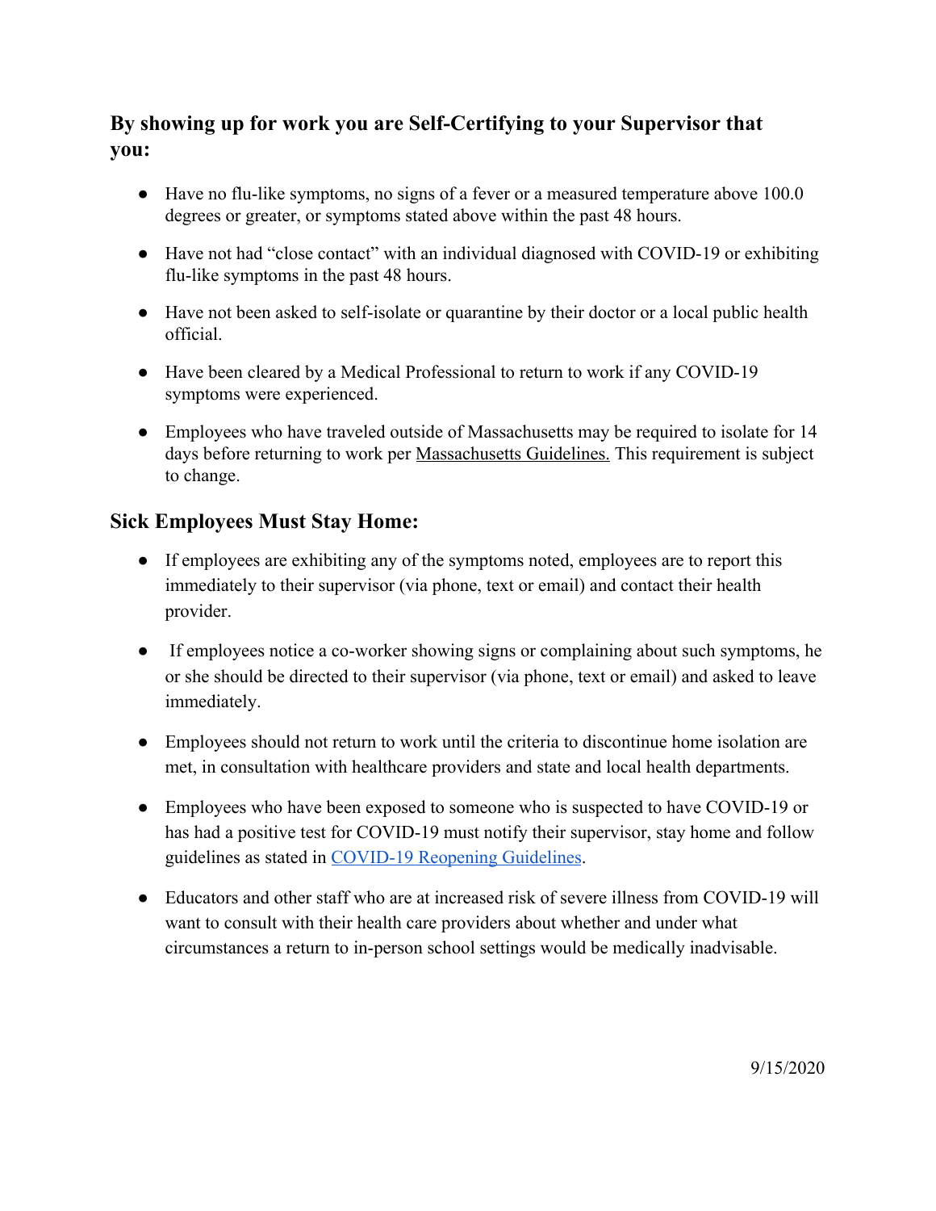### By showing up for work you are Self-Certifying to your Supervisor that you:

- Have no flu-like symptoms, no signs of a fever or a measured temperature above 100.0 degrees or greater, or symptoms stated above within the past 48 hours.
- Have not had "close contact" with an individual diagnosed with COVID-19 or exhibiting flu-like symptoms in the past 48 hours.
- Have not been asked to self-isolate or quarantine by their doctor or a local public health official.
- Have been cleared by a Medical Professional to return to work if any COVID-19 symptoms were experienced.
- Employees who have traveled outside of Massachusetts may be required to isolate for 14 days before returning to work per Massachusetts Guidelines. This requirement is subject to change.

### Sick Employees Must Stay Home:

- If employees are exhibiting any of the symptoms noted, employees are to report this immediately to their supervisor (via phone, text or email) and contact their health provider.
- If employees notice a co-worker showing signs or complaining about such symptoms, he or she should be directed to their supervisor (via phone, text or email) and asked to leave immediately.
- Employees should not return to work until the criteria to discontinue home isolation are met, in consultation with healthcare providers and state and local health departments.
- Employees who have been exposed to someone who is suspected to have COVID-19 or has had a positive test for COVID-19 must notify their supervisor, stay home and follow guidelines as stated in COVID-19 Reopening Guidelines.
- Educators and other staff who are at increased risk of severe illness from COVID-19 will want to consult with their health care providers about whether and under what circumstances a return to in-person school settings would be medically inadvisable.

9/15/2020